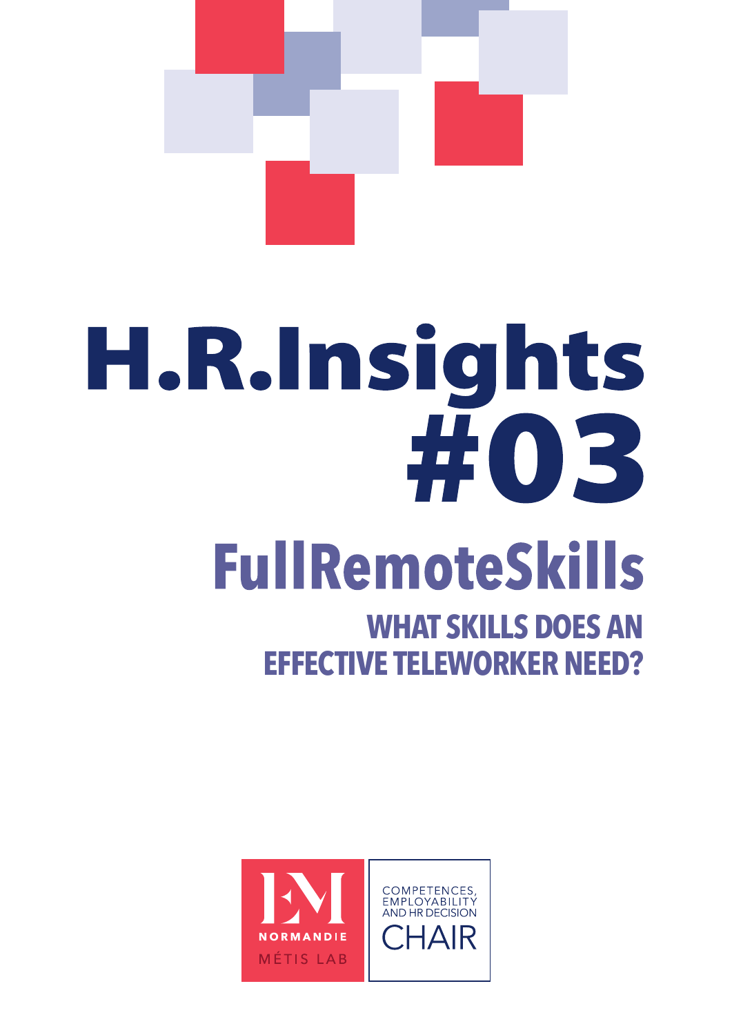# H.R.Insights #03

## FullRemoteSkills

### WHAT SKILLS DOES AN EFFECTIVE TELEWORKER NEED?

EM NORMANDIE MÉTIS LAB

COMPETENCES, EMPLOYABILITY AND HR DECISION CHAIR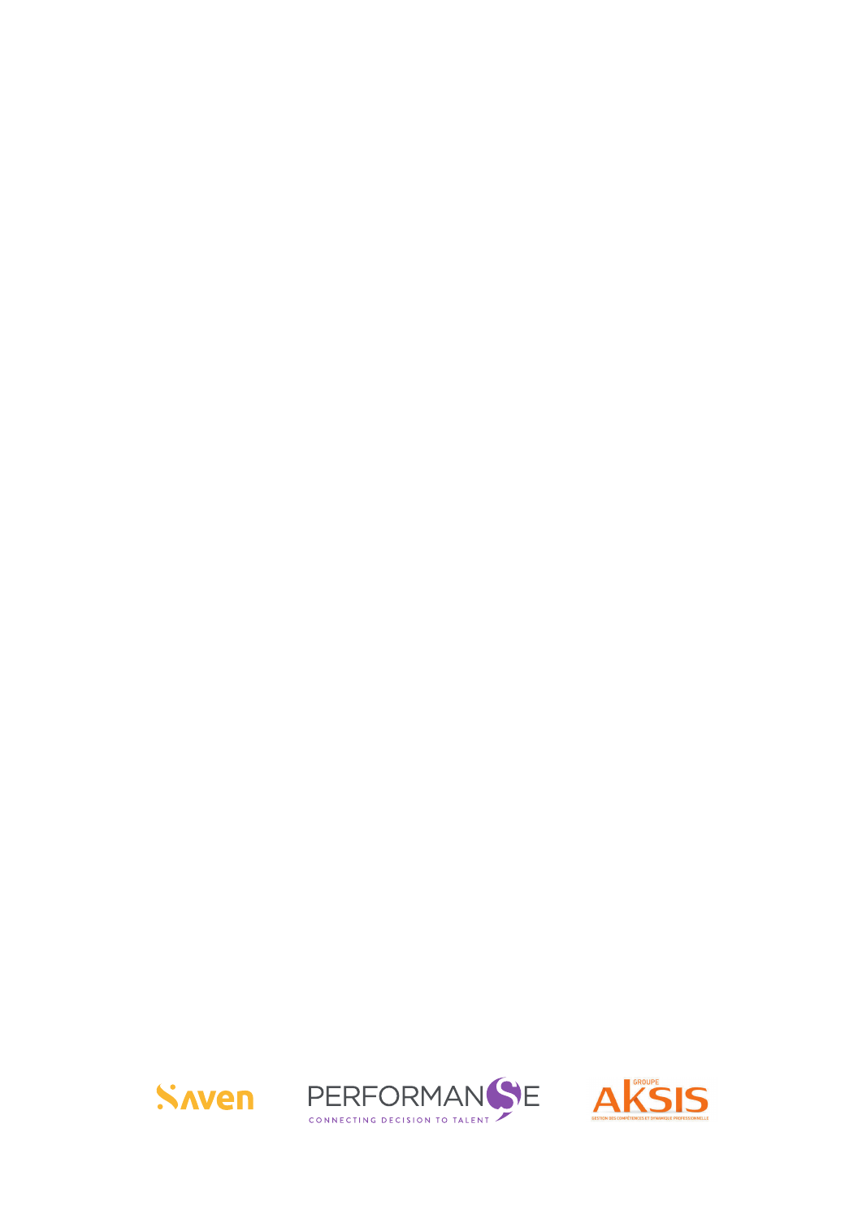Saven

PERFORMANSE
CONNECTING DECISION TO TALENT

GROUPE
AKSIS
GESTION DES COMPÉTENCES ET DYNAMIQUE PROFESSIONNELLE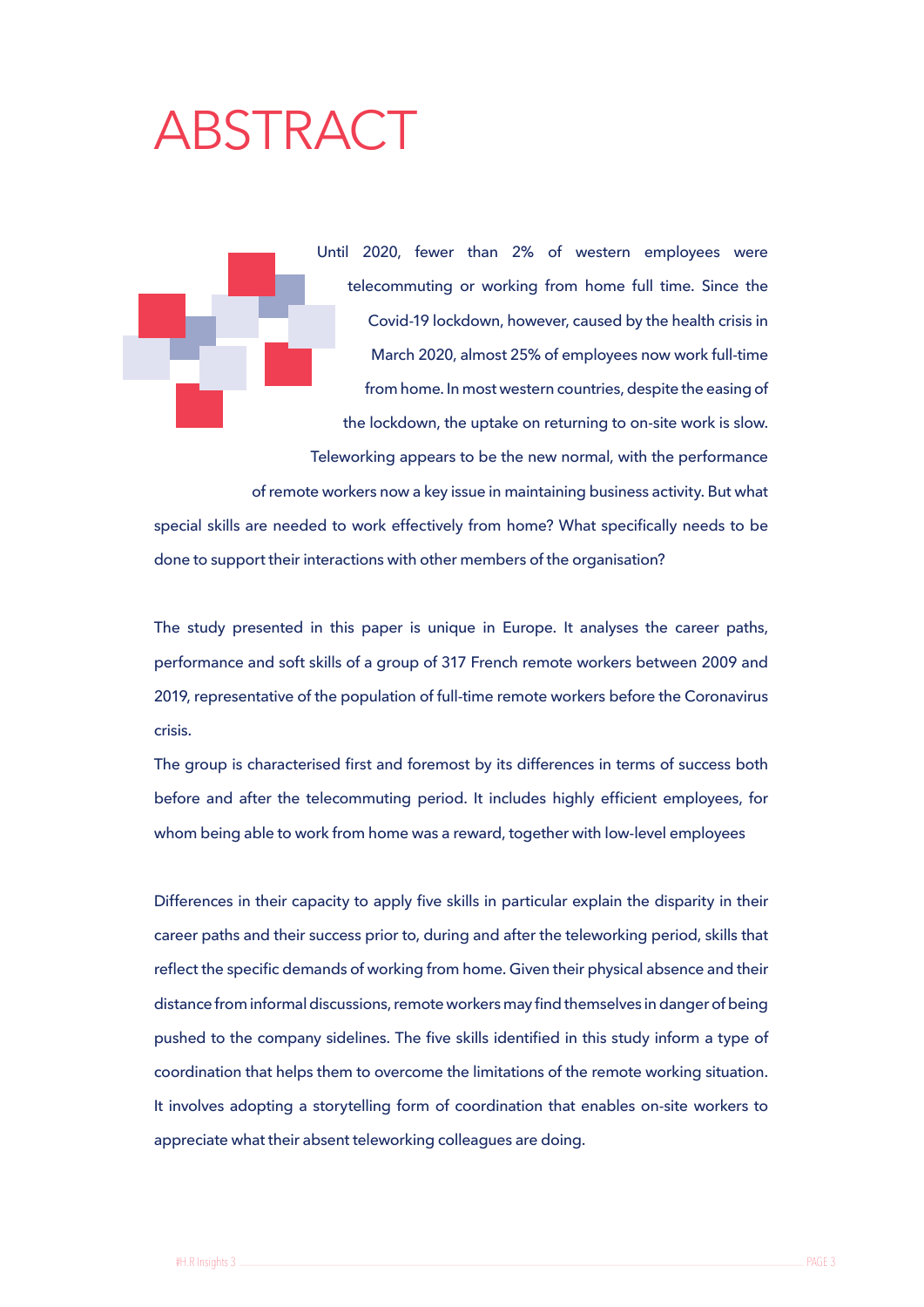# ABSTRACT

Until 2020, fewer than 2% of western employees were telecommuting or working from home full time. Since the Covid-19 lockdown, however, caused by the health crisis in March 2020, almost 25% of employees now work full-time from home. In most western countries, despite the easing of the lockdown, the uptake on returning to on-site work is slow. Teleworking appears to be the new normal, with the performance of remote workers now a key issue in maintaining business activity. But what special skills are needed to work effectively from home? What specifically needs to be done to support their interactions with other members of the organisation?

The study presented in this paper is unique in Europe. It analyses the career paths, performance and soft skills of a group of 317 French remote workers between 2009 and 2019, representative of the population of full-time remote workers before the Coronavirus crisis.

The group is characterised first and foremost by its differences in terms of success both before and after the telecommuting period. It includes highly efficient employees, for whom being able to work from home was a reward, together with low-level employees

Differences in their capacity to apply five skills in particular explain the disparity in their career paths and their success prior to, during and after the teleworking period, skills that reflect the specific demands of working from home. Given their physical absence and their distance from informal discussions, remote workers may find themselves in danger of being pushed to the company sidelines. The five skills identified in this study inform a type of coordination that helps them to overcome the limitations of the remote working situation. It involves adopting a storytelling form of coordination that enables on-site workers to appreciate what their absent teleworking colleagues are doing.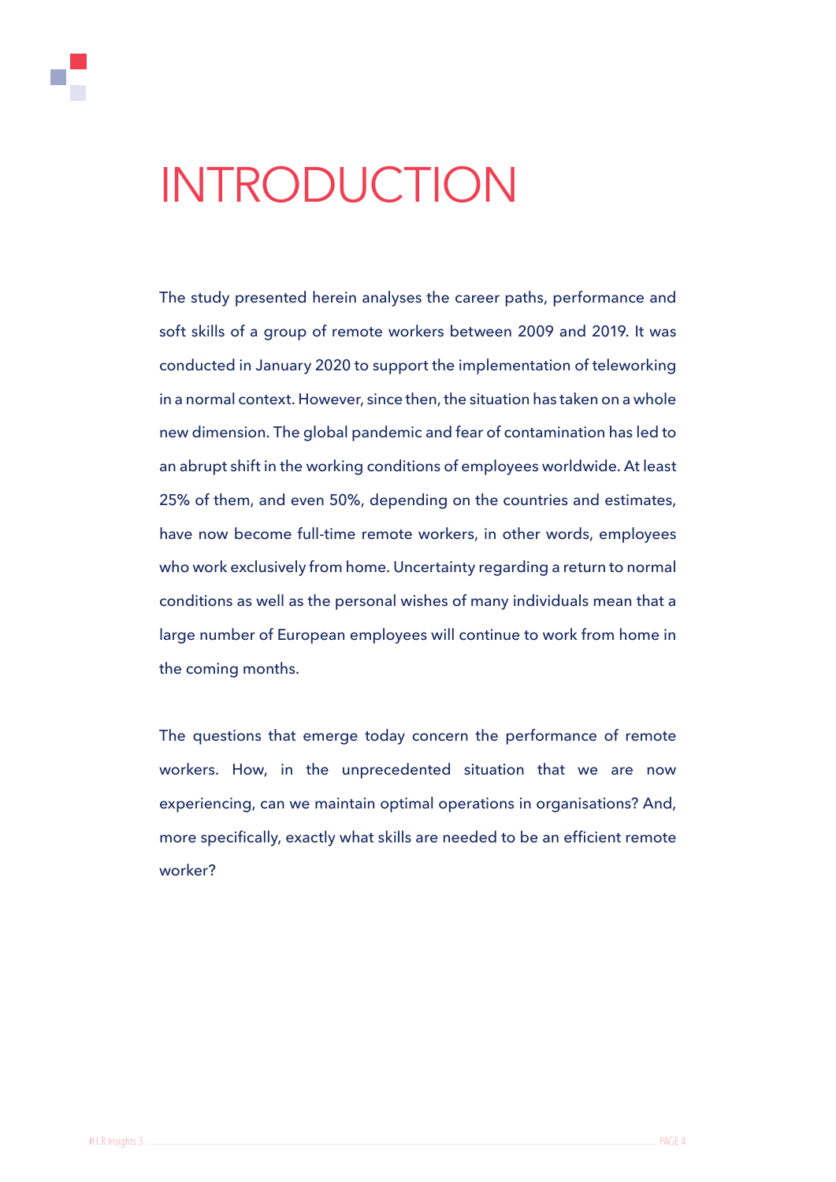# INTRODUCTION

The study presented herein analyses the career paths, performance and soft skills of a group of remote workers between 2009 and 2019. It was conducted in January 2020 to support the implementation of teleworking in a normal context. However, since then, the situation has taken on a whole new dimension. The global pandemic and fear of contamination has led to an abrupt shift in the working conditions of employees worldwide. At least 25% of them, and even 50%, depending on the countries and estimates, have now become full-time remote workers, in other words, employees who work exclusively from home. Uncertainty regarding a return to normal conditions as well as the personal wishes of many individuals mean that a large number of European employees will continue to work from home in the coming months.

The questions that emerge today concern the performance of remote workers. How, in the unprecedented situation that we are now experiencing, can we maintain optimal operations in organisations? And, more specifically, exactly what skills are needed to be an efficient remote worker?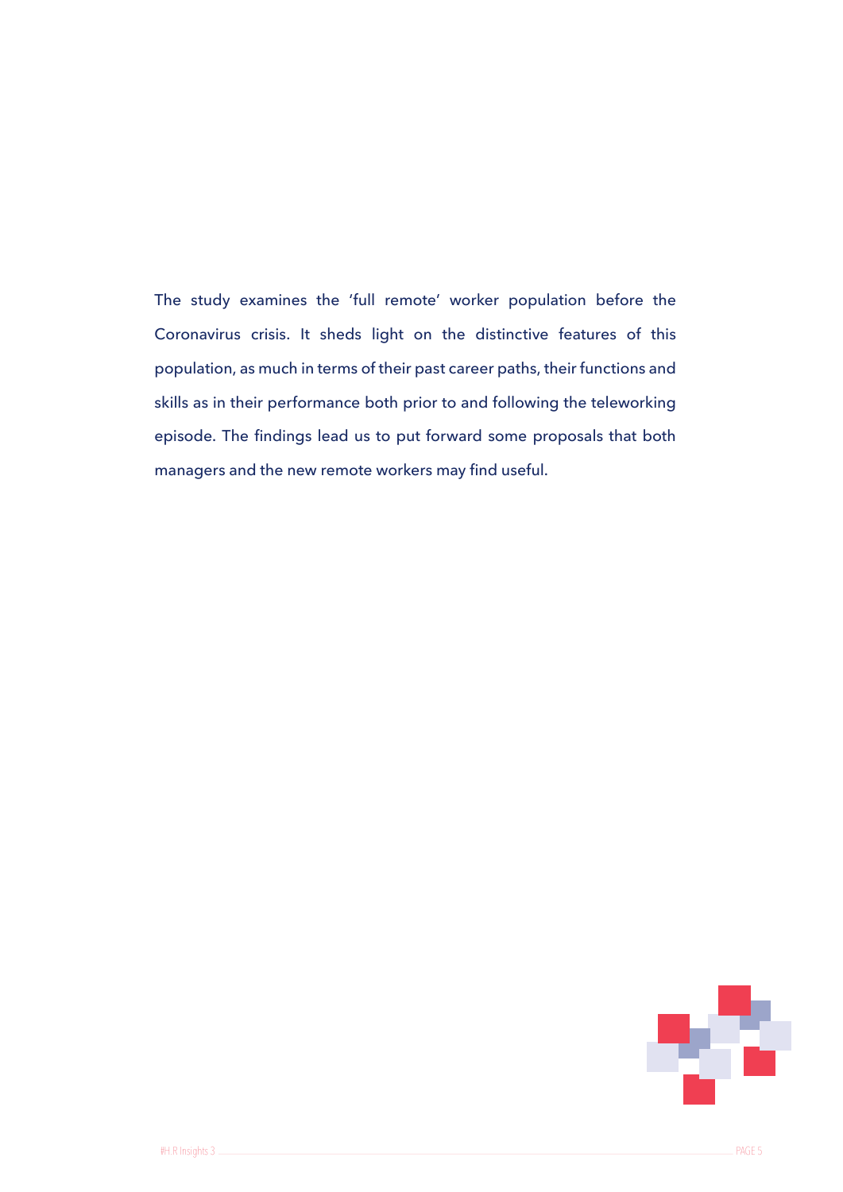The study examines the 'full remote' worker population before the Coronavirus crisis. It sheds light on the distinctive features of this population, as much in terms of their past career paths, their functions and skills as in their performance both prior to and following the teleworking episode. The findings lead us to put forward some proposals that both managers and the new remote workers may find useful.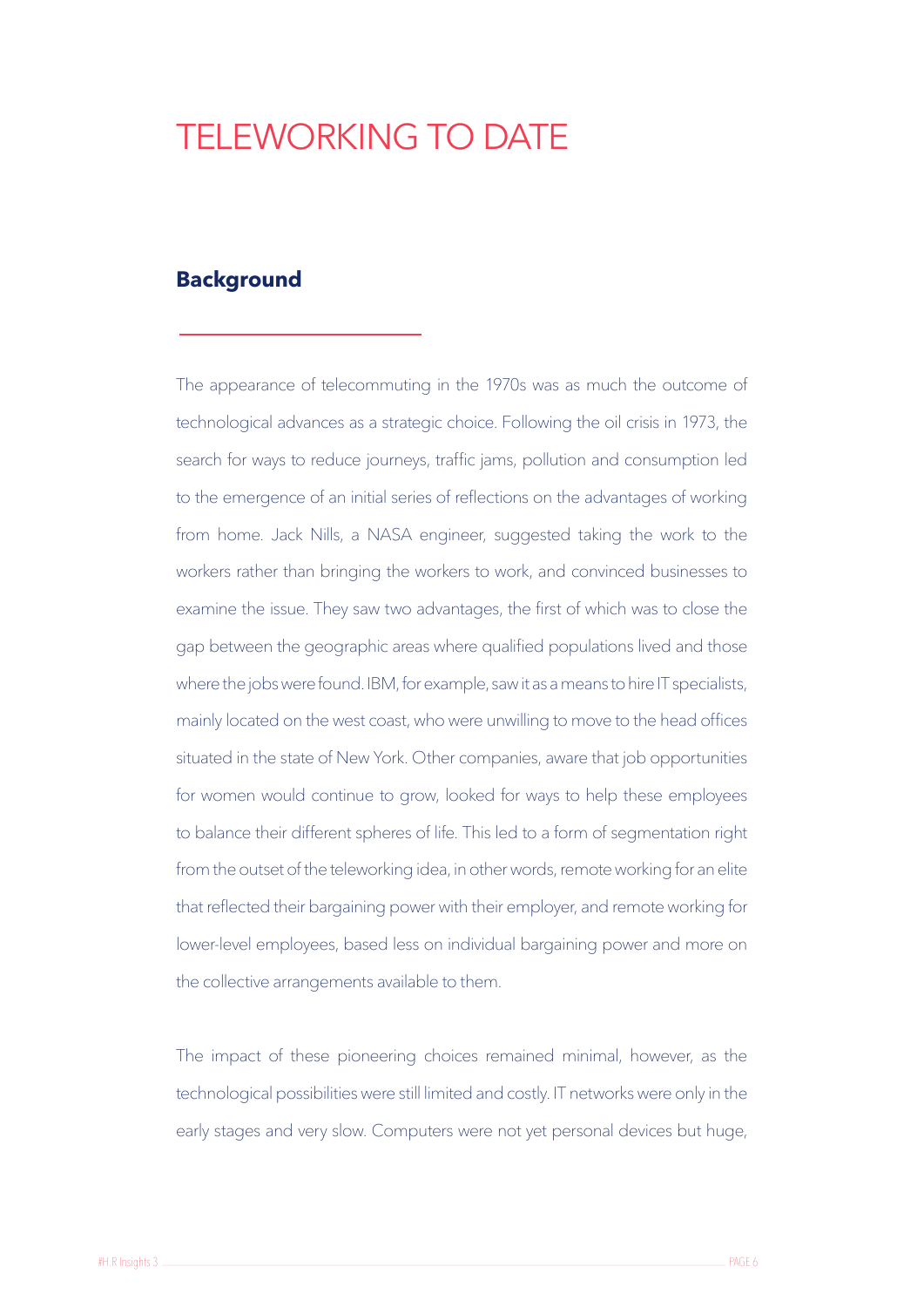# TELEWORKING TO DATE

## Background

The appearance of telecommuting in the 1970s was as much the outcome of technological advances as a strategic choice. Following the oil crisis in 1973, the search for ways to reduce journeys, traffic jams, pollution and consumption led to the emergence of an initial series of reflections on the advantages of working from home. Jack Nills, a NASA engineer, suggested taking the work to the workers rather than bringing the workers to work, and convinced businesses to examine the issue. They saw two advantages, the first of which was to close the gap between the geographic areas where qualified populations lived and those where the jobs were found. IBM, for example, saw it as a means to hire IT specialists, mainly located on the west coast, who were unwilling to move to the head offices situated in the state of New York. Other companies, aware that job opportunities for women would continue to grow, looked for ways to help these employees to balance their different spheres of life. This led to a form of segmentation right from the outset of the teleworking idea, in other words, remote working for an elite that reflected their bargaining power with their employer, and remote working for lower-level employees, based less on individual bargaining power and more on the collective arrangements available to them.

The impact of these pioneering choices remained minimal, however, as the technological possibilities were still limited and costly. IT networks were only in the early stages and very slow. Computers were not yet personal devices but huge,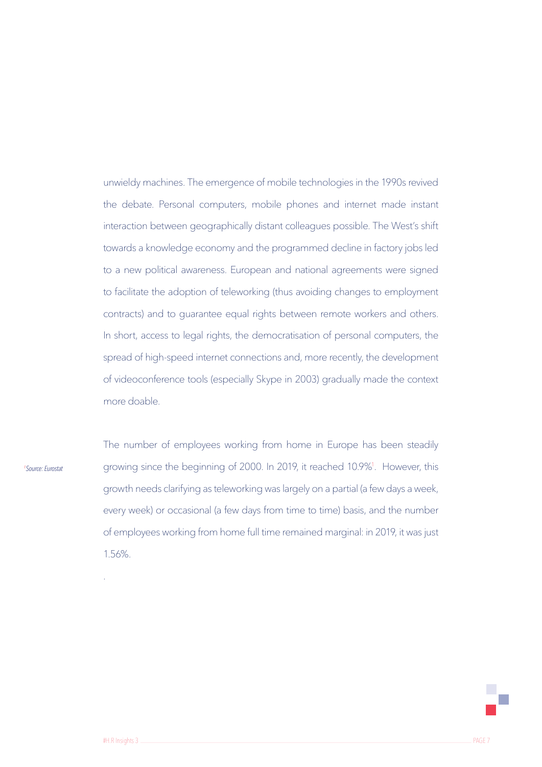unwieldy machines. The emergence of mobile technologies in the 1990s revived the debate. Personal computers, mobile phones and internet made instant interaction between geographically distant colleagues possible. The West's shift towards a knowledge economy and the programmed decline in factory jobs led to a new political awareness. European and national agreements were signed to facilitate the adoption of teleworking (thus avoiding changes to employment contracts) and to guarantee equal rights between remote workers and others. In short, access to legal rights, the democratisation of personal computers, the spread of high-speed internet connections and, more recently, the development of videoconference tools (especially Skype in 2003) gradually made the context more doable.

The number of employees working from home in Europe has been steadily growing since the beginning of 2000. In 2019, it reached 10.9%[1]. However, this growth needs clarifying as teleworking was largely on a partial (a few days a week, every week) or occasional (a few days from time to time) basis, and the number of employees working from home full time remained marginal: in 2019, it was just 1.56%.

[1] *Source: Eurostat*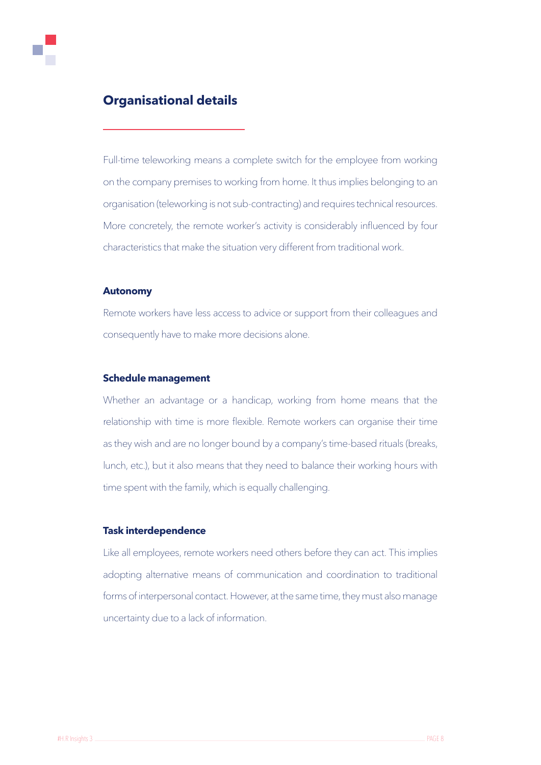## Organisational details

Full-time teleworking means a complete switch for the employee from working on the company premises to working from home. It thus implies belonging to an organisation (teleworking is not sub-contracting) and requires technical resources. More concretely, the remote worker's activity is considerably influenced by four characteristics that make the situation very different from traditional work.

### Autonomy

Remote workers have less access to advice or support from their colleagues and consequently have to make more decisions alone.

### Schedule management

Whether an advantage or a handicap, working from home means that the relationship with time is more flexible. Remote workers can organise their time as they wish and are no longer bound by a company's time-based rituals (breaks, lunch, etc.), but it also means that they need to balance their working hours with time spent with the family, which is equally challenging.

### Task interdependence

Like all employees, remote workers need others before they can act. This implies adopting alternative means of communication and coordination to traditional forms of interpersonal contact. However, at the same time, they must also manage uncertainty due to a lack of information.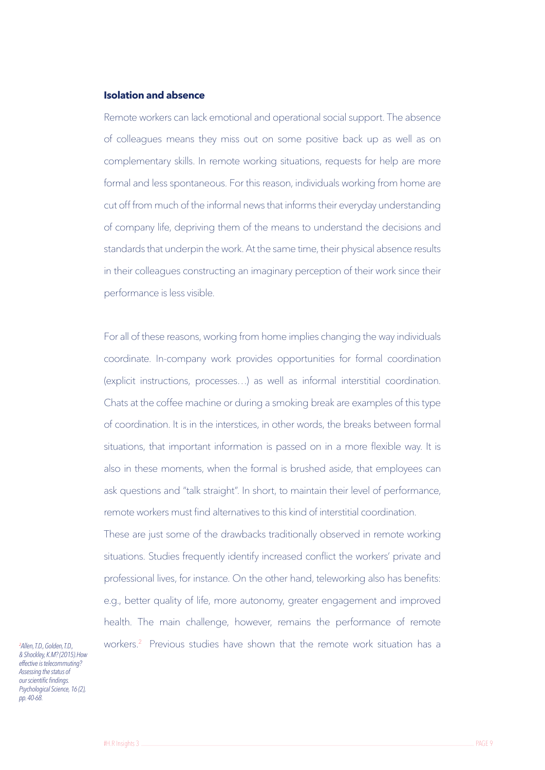### Isolation and absence

Remote workers can lack emotional and operational social support. The absence of colleagues means they miss out on some positive back up as well as on complementary skills. In remote working situations, requests for help are more formal and less spontaneous. For this reason, individuals working from home are cut off from much of the informal news that informs their everyday understanding of company life, depriving them of the means to understand the decisions and standards that underpin the work. At the same time, their physical absence results in their colleagues constructing an imaginary perception of their work since their performance is less visible.

For all of these reasons, working from home implies changing the way individuals coordinate. In-company work provides opportunities for formal coordination (explicit instructions, processes…) as well as informal interstitial coordination. Chats at the coffee machine or during a smoking break are examples of this type of coordination. It is in the interstices, in other words, the breaks between formal situations, that important information is passed on in a more flexible way. It is also in these moments, when the formal is brushed aside, that employees can ask questions and "talk straight". In short, to maintain their level of performance, remote workers must find alternatives to this kind of interstitial coordination.

These are just some of the drawbacks traditionally observed in remote working situations. Studies frequently identify increased conflict the workers' private and professional lives, for instance. On the other hand, teleworking also has benefits: e.g., better quality of life, more autonomy, greater engagement and improved health. The main challenge, however, remains the performance of remote workers.[2] Previous studies have shown that the remote work situation has a

*[2] Allen, T.D., Golden, T.D., & Shockley, K.M? (2015).How effective is telecommuting? Assessing the status of our scientific findings. Psychological Science, 16 (2), pp. 40-68.*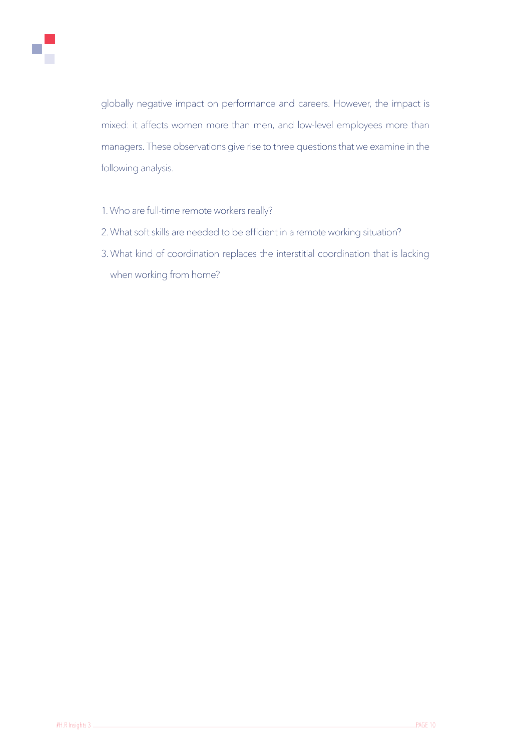globally negative impact on performance and careers. However, the impact is mixed: it affects women more than men, and low-level employees more than managers. These observations give rise to three questions that we examine in the following analysis.

1. Who are full-time remote workers really?
2. What soft skills are needed to be efficient in a remote working situation?
3. What kind of coordination replaces the interstitial coordination that is lacking when working from home?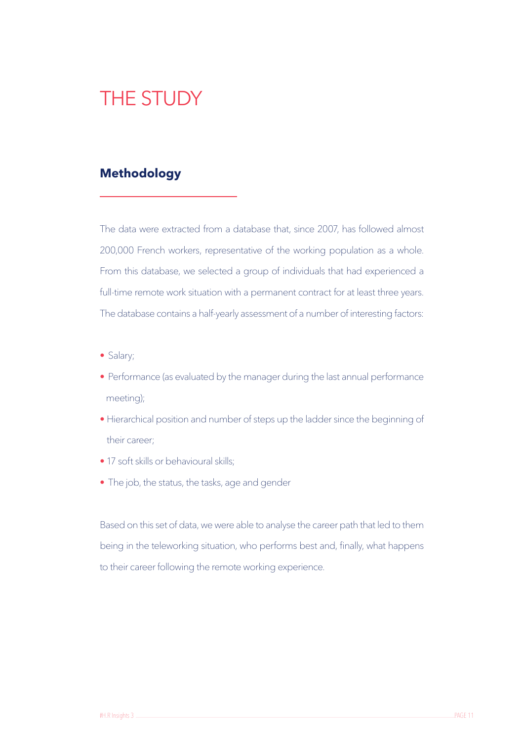# THE STUDY

## Methodology

The data were extracted from a database that, since 2007, has followed almost 200,000 French workers, representative of the working population as a whole. From this database, we selected a group of individuals that had experienced a full-time remote work situation with a permanent contract for at least three years. The database contains a half-yearly assessment of a number of interesting factors:

- Salary;
- Performance (as evaluated by the manager during the last annual performance meeting);
- Hierarchical position and number of steps up the ladder since the beginning of their career;
- 17 soft skills or behavioural skills;
- The job, the status, the tasks, age and gender

Based on this set of data, we were able to analyse the career path that led to them being in the teleworking situation, who performs best and, finally, what happens to their career following the remote working experience.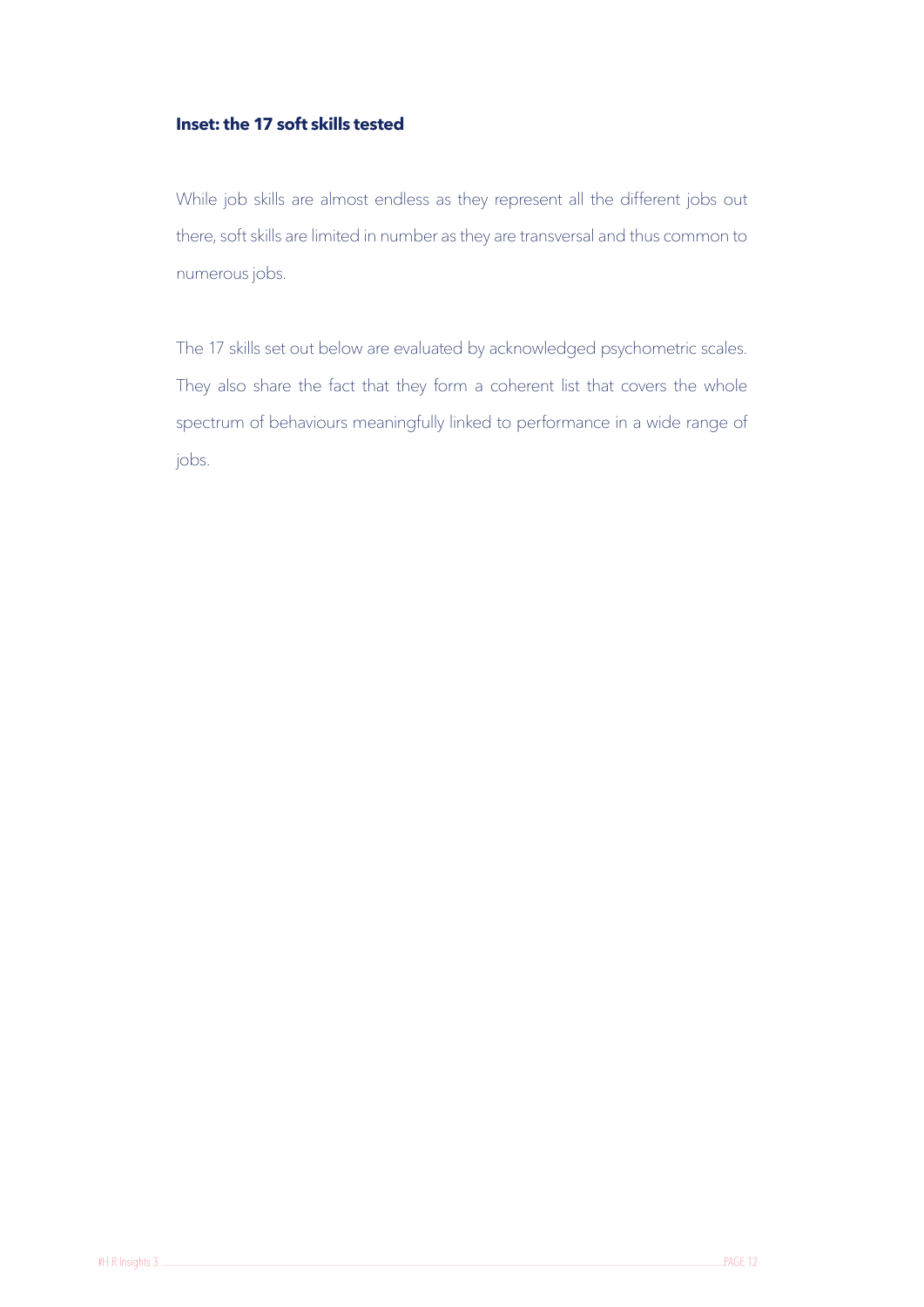### Inset: the 17 soft skills tested

While job skills are almost endless as they represent all the different jobs out there, soft skills are limited in number as they are transversal and thus common to numerous jobs.

The 17 skills set out below are evaluated by acknowledged psychometric scales. They also share the fact that they form a coherent list that covers the whole spectrum of behaviours meaningfully linked to performance in a wide range of jobs.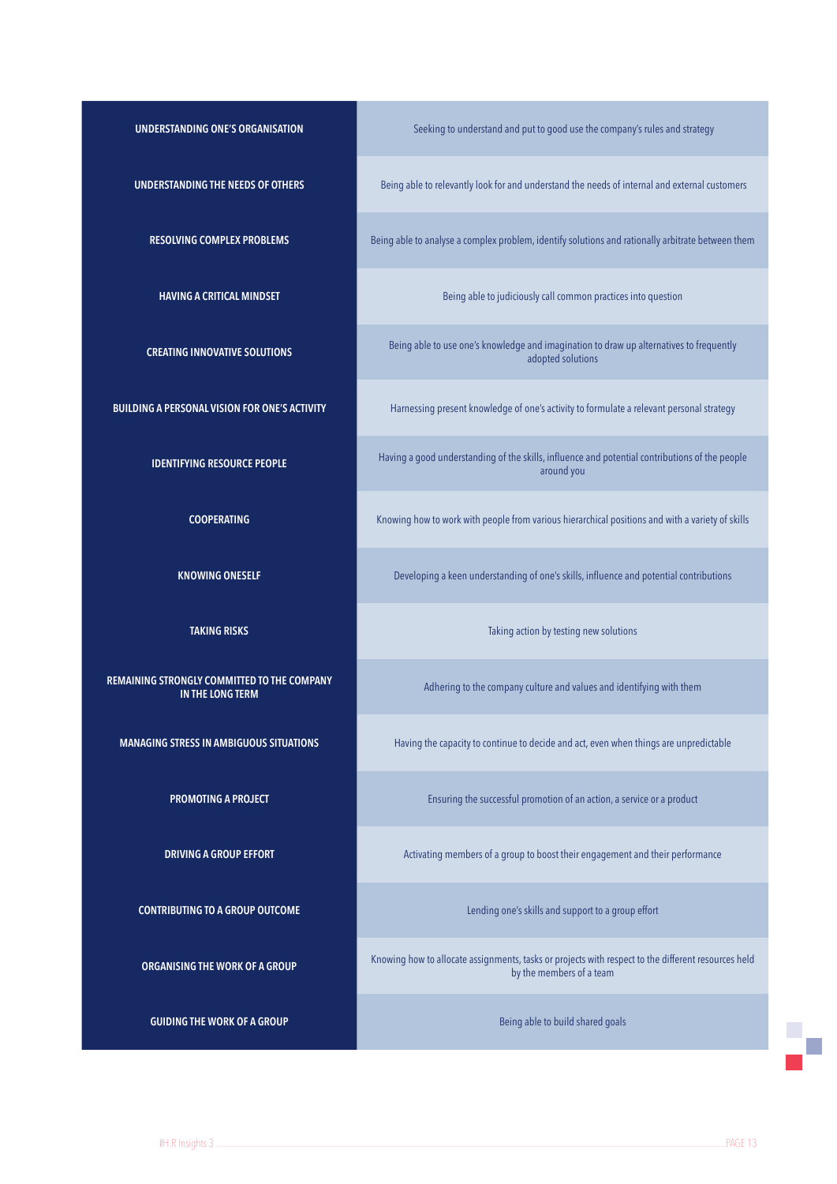| | |
|---|---|
| UNDERSTANDING ONE'S ORGANISATION | Seeking to understand and put to good use the company's rules and strategy |
| UNDERSTANDING THE NEEDS OF OTHERS | Being able to relevantly look for and understand the needs of internal and external customers |
| RESOLVING COMPLEX PROBLEMS | Being able to analyse a complex problem, identify solutions and rationally arbitrate between them |
| HAVING A CRITICAL MINDSET | Being able to judiciously call common practices into question |
| CREATING INNOVATIVE SOLUTIONS | Being able to use one's knowledge and imagination to draw up alternatives to frequently adopted solutions |
| BUILDING A PERSONAL VISION FOR ONE'S ACTIVITY | Harnessing present knowledge of one's activity to formulate a relevant personal strategy |
| IDENTIFYING RESOURCE PEOPLE | Having a good understanding of the skills, influence and potential contributions of the people around you |
| COOPERATING | Knowing how to work with people from various hierarchical positions and with a variety of skills |
| KNOWING ONESELF | Developing a keen understanding of one's skills, influence and potential contributions |
| TAKING RISKS | Taking action by testing new solutions |
| REMAINING STRONGLY COMMITTED TO THE COMPANY IN THE LONG TERM | Adhering to the company culture and values and identifying with them |
| MANAGING STRESS IN AMBIGUOUS SITUATIONS | Having the capacity to continue to decide and act, even when things are unpredictable |
| PROMOTING A PROJECT | Ensuring the successful promotion of an action, a service or a product |
| DRIVING A GROUP EFFORT | Activating members of a group to boost their engagement and their performance |
| CONTRIBUTING TO A GROUP OUTCOME | Lending one's skills and support to a group effort |
| ORGANISING THE WORK OF A GROUP | Knowing how to allocate assignments, tasks or projects with respect to the different resources held by the members of a team |
| GUIDING THE WORK OF A GROUP | Being able to build shared goals |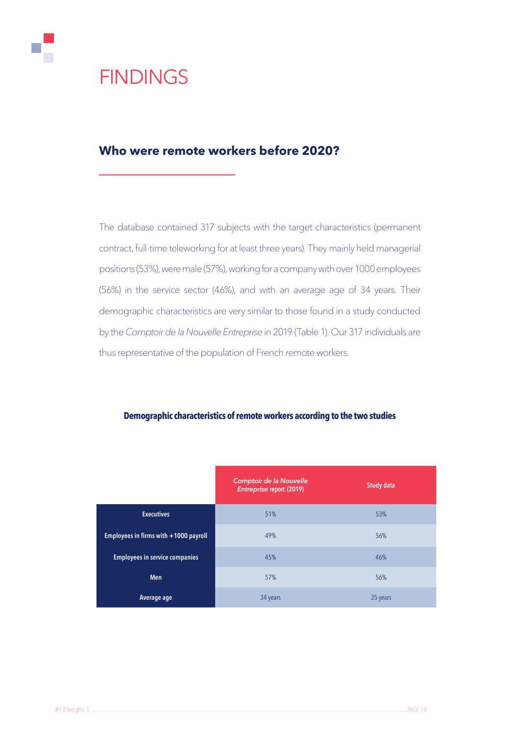# FINDINGS

## Who were remote workers before 2020?

The database contained 317 subjects with the target characteristics (permanent contract, full-time teleworking for at least three years). They mainly held managerial positions (53%), were male (57%), working for a company with over 1000 employees (56%) in the service sector (46%), and with an average age of 34 years. Their demographic characteristics are very similar to those found in a study conducted by the *Comptoir de la Nouvelle Entreprise* in 2019 (Table 1). Our 317 individuals are thus representative of the population of French remote workers.

**Demographic characteristics of remote workers according to the two studies**

| | *Comptoir de la Nouvelle Entreprise* report (2019) | Study data |
|---|---|---|
| **Executives** | 51% | 53% |
| **Employees in firms with +1000 payroll** | 49% | 56% |
| **Employees in service companies** | 45% | 46% |
| **Men** | 57% | 56% |
| **Average age** | 34 years | 35 years |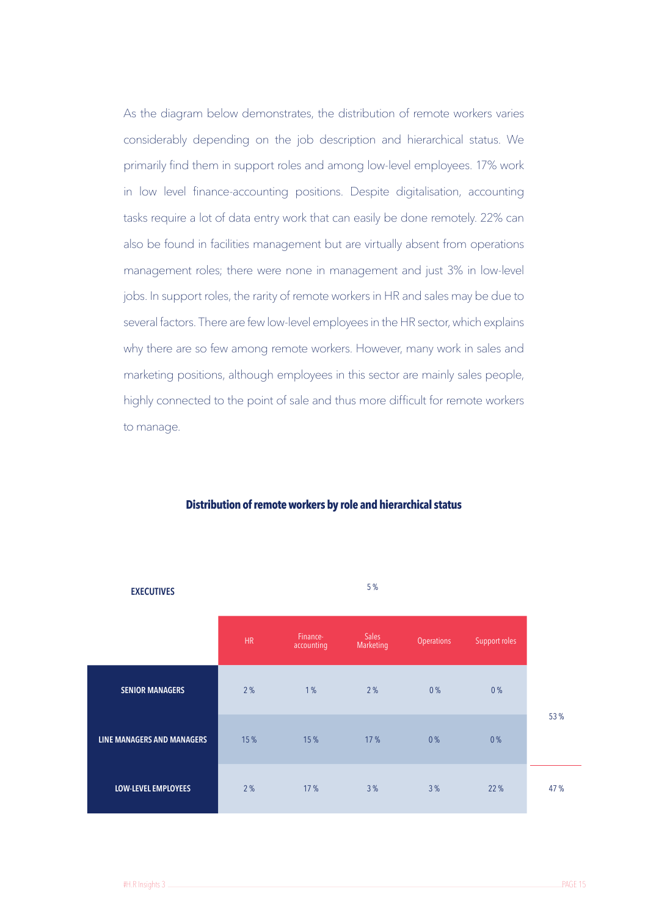As the diagram below demonstrates, the distribution of remote workers varies considerably depending on the job description and hierarchical status. We primarily find them in support roles and among low-level employees. 17% work in low level finance-accounting positions. Despite digitalisation, accounting tasks require a lot of data entry work that can easily be done remotely. 22% can also be found in facilities management but are virtually absent from operations management roles; there were none in management and just 3% in low-level jobs. In support roles, the rarity of remote workers in HR and sales may be due to several factors. There are few low-level employees in the HR sector, which explains why there are so few among remote workers. However, many work in sales and marketing positions, although employees in this sector are mainly sales people, highly connected to the point of sale and thus more difficult for remote workers to manage.

**Distribution of remote workers by role and hierarchical status**

| | HR | Finance-accounting | Sales Marketing | Operations | Support roles | |
|---|---|---|---|---|---|---|
| **EXECUTIVES** | | | 5 % | | | |
| **SENIOR MANAGERS** | 2 % | 1 % | 2 % | 0 % | 0 % | 53 % |
| **LINE MANAGERS AND MANAGERS** | 15 % | 15 % | 17 % | 0 % | 0 % | |
| **LOW-LEVEL EMPLOYEES** | 2 % | 17 % | 3 % | 3 % | 22 % | 47 % |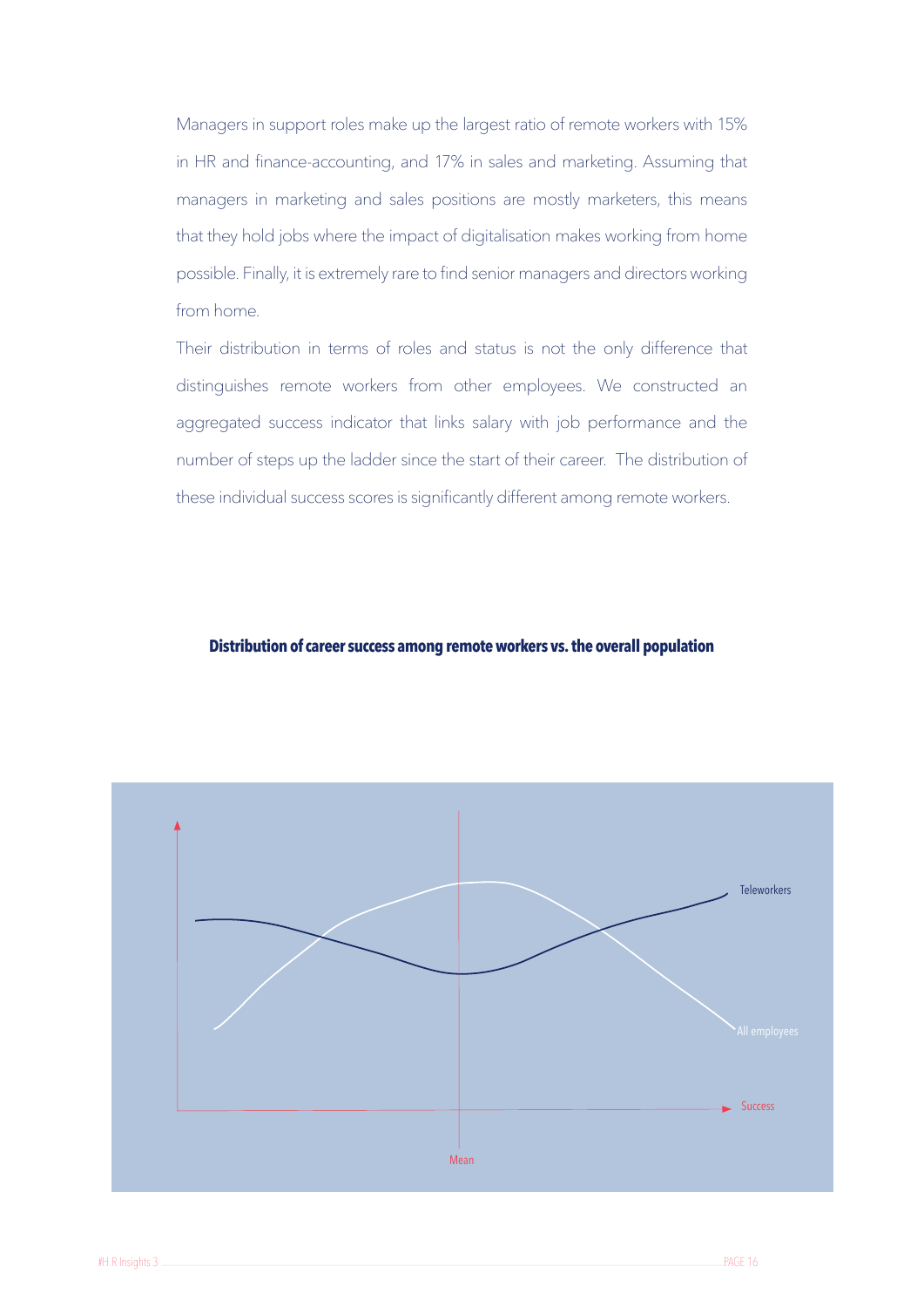Managers in support roles make up the largest ratio of remote workers with 15% in HR and finance-accounting, and 17% in sales and marketing. Assuming that managers in marketing and sales positions are mostly marketers, this means that they hold jobs where the impact of digitalisation makes working from home possible. Finally, it is extremely rare to find senior managers and directors working from home.

Their distribution in terms of roles and status is not the only difference that distinguishes remote workers from other employees. We constructed an aggregated success indicator that links salary with job performance and the number of steps up the ladder since the start of their career. The distribution of these individual success scores is significantly different among remote workers.

**Distribution of career success among remote workers vs. the overall population**

Teleworkers

All employees

Success

Mean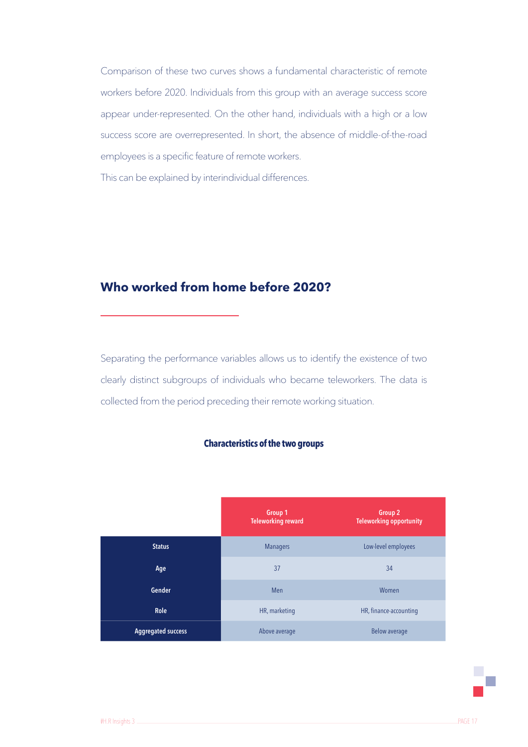Comparison of these two curves shows a fundamental characteristic of remote workers before 2020. Individuals from this group with an average success score appear under-represented. On the other hand, individuals with a high or a low success score are overrepresented. In short, the absence of middle-of-the-road employees is a specific feature of remote workers.

This can be explained by interindividual differences.

## Who worked from home before 2020?

Separating the performance variables allows us to identify the existence of two clearly distinct subgroups of individuals who became teleworkers. The data is collected from the period preceding their remote working situation.

**Characteristics of the two groups**

| | Group 1 Teleworking reward | Group 2 Teleworking opportunity |
|---|---|---|
| **Status** | Managers | Low-level employees |
| **Age** | 37 | 34 |
| **Gender** | Men | Women |
| **Role** | HR, marketing | HR, finance-accounting |
| **Aggregated success** | Above average | Below average |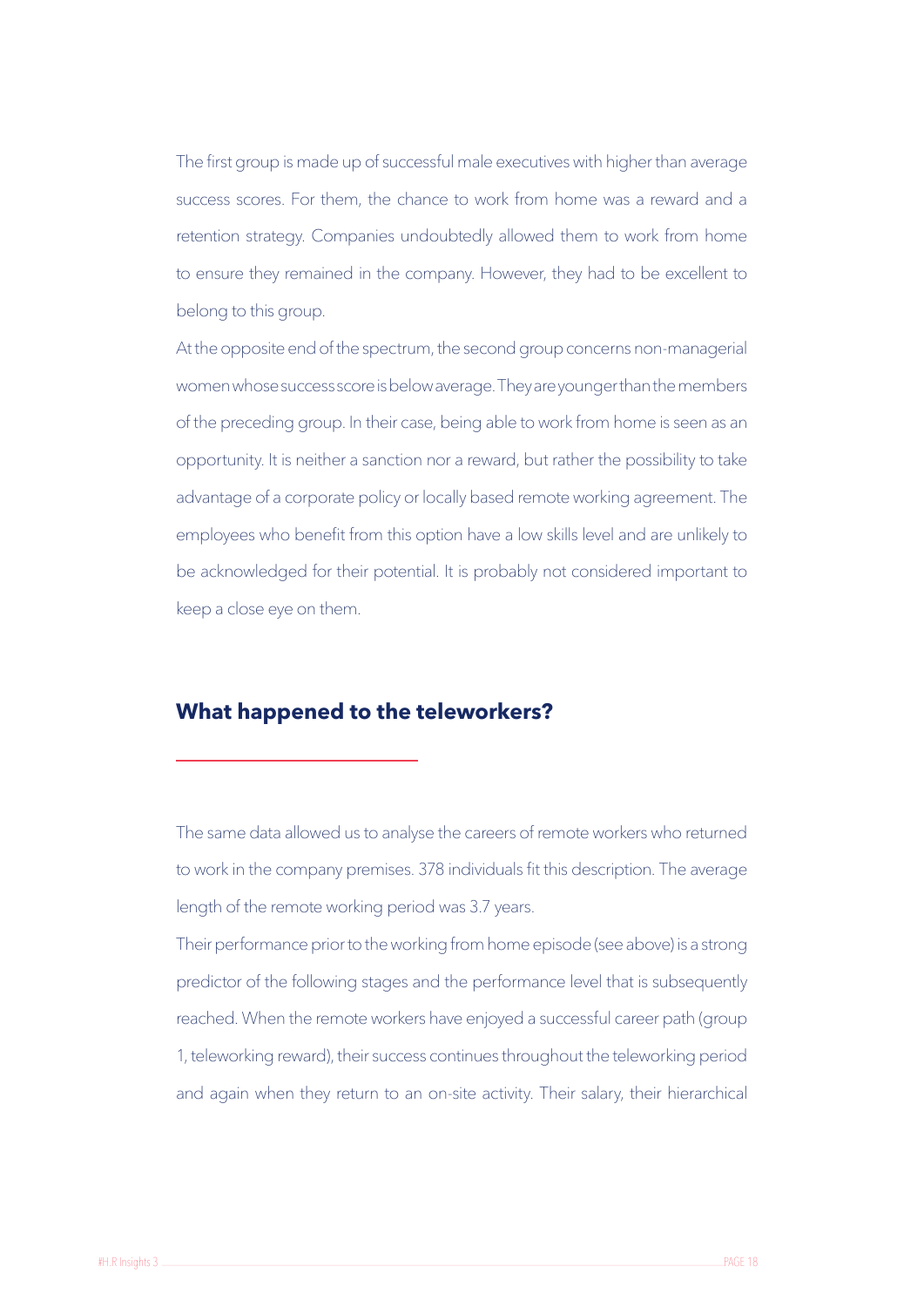The first group is made up of successful male executives with higher than average success scores. For them, the chance to work from home was a reward and a retention strategy. Companies undoubtedly allowed them to work from home to ensure they remained in the company. However, they had to be excellent to belong to this group.

At the opposite end of the spectrum, the second group concerns non-managerial women whose success score is below average. They are younger than the members of the preceding group. In their case, being able to work from home is seen as an opportunity. It is neither a sanction nor a reward, but rather the possibility to take advantage of a corporate policy or locally based remote working agreement. The employees who benefit from this option have a low skills level and are unlikely to be acknowledged for their potential. It is probably not considered important to keep a close eye on them.

## What happened to the teleworkers?

The same data allowed us to analyse the careers of remote workers who returned to work in the company premises. 378 individuals fit this description. The average length of the remote working period was 3.7 years.

Their performance prior to the working from home episode (see above) is a strong predictor of the following stages and the performance level that is subsequently reached. When the remote workers have enjoyed a successful career path (group 1, teleworking reward), their success continues throughout the teleworking period and again when they return to an on-site activity. Their salary, their hierarchical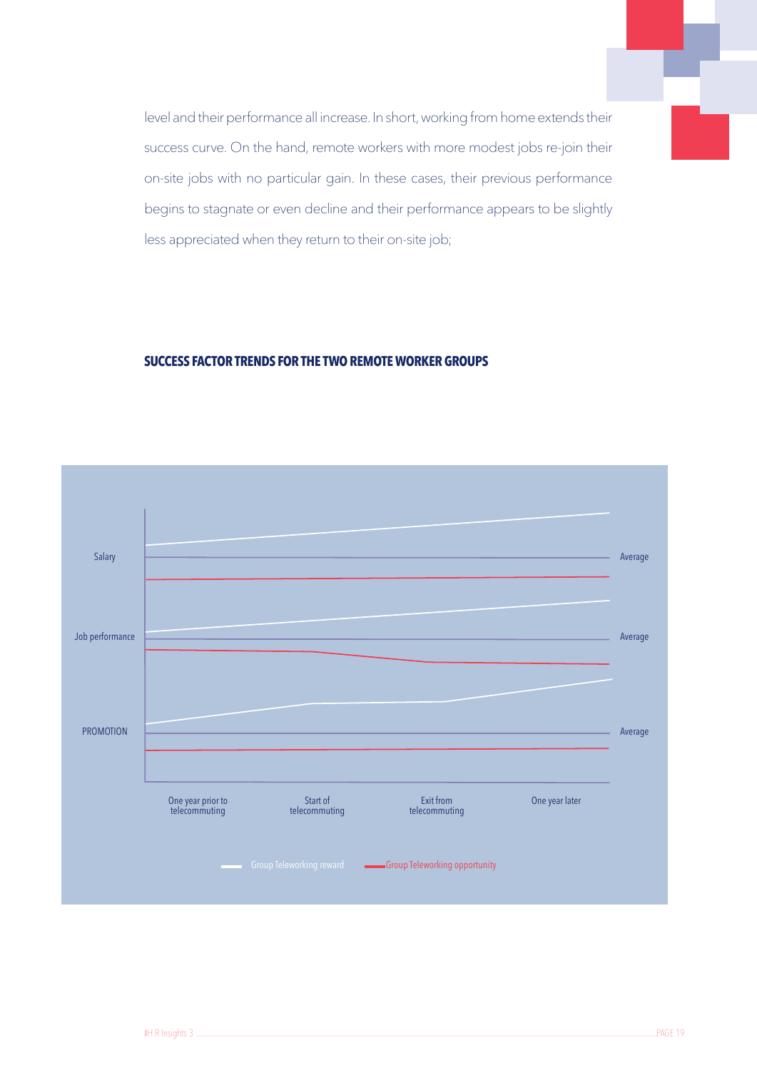level and their performance all increase. In short, working from home extends their success curve. On the hand, remote workers with more modest jobs re-join their on-site jobs with no particular gain. In these cases, their previous performance begins to stagnate or even decline and their performance appears to be slightly less appreciated when they return to their on-site job;

**SUCCESS FACTOR TRENDS FOR THE TWO REMOTE WORKER GROUPS**

Salary

Average

Job performance

Average

PROMOTION

Average

One year prior to telecommuting

Start of telecommuting

Exit from telecommuting

One year later

Group Teleworking reward

Group Teleworking opportunity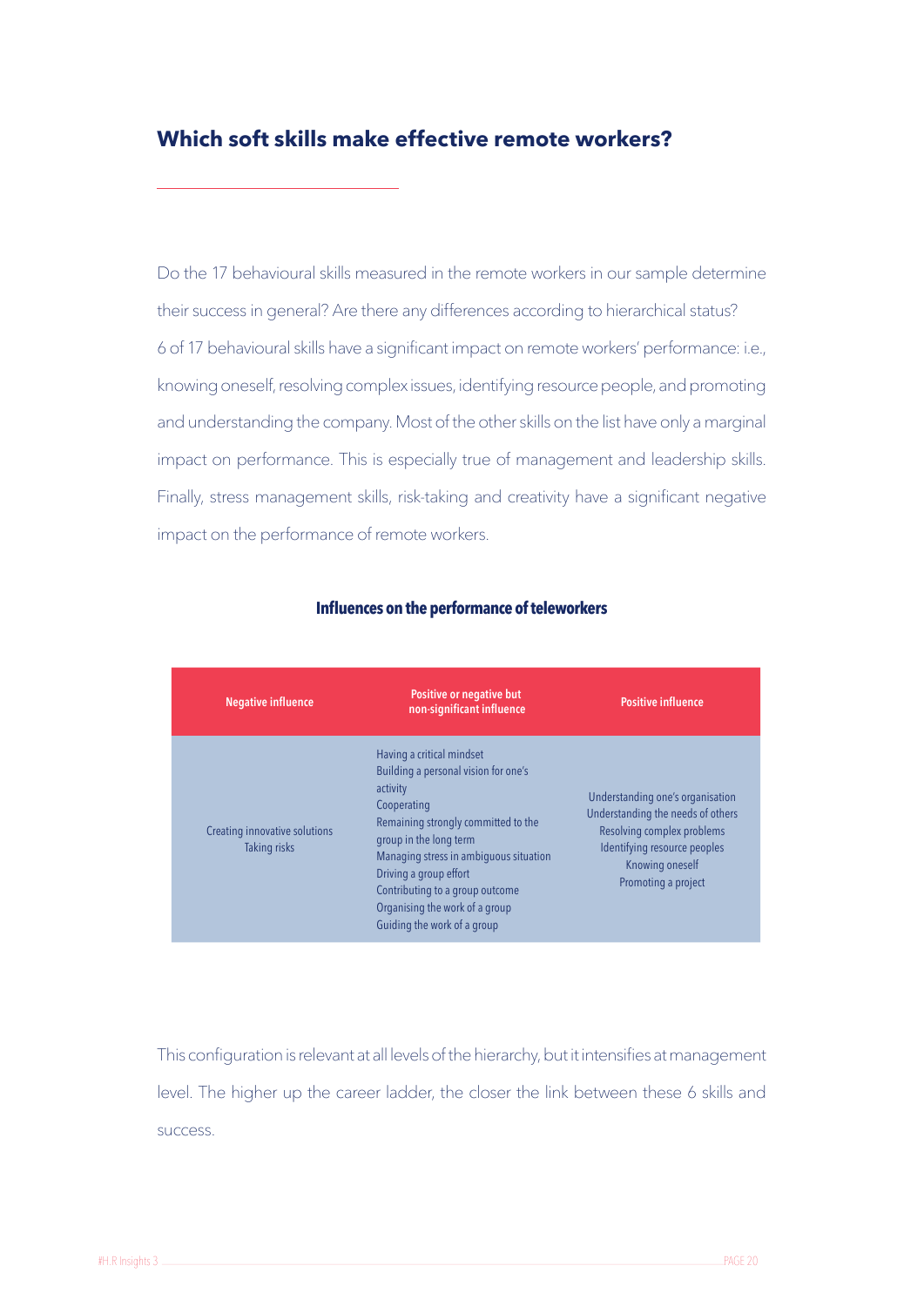## Which soft skills make effective remote workers?

Do the 17 behavioural skills measured in the remote workers in our sample determine their success in general? Are there any differences according to hierarchical status? 6 of 17 behavioural skills have a significant impact on remote workers' performance: i.e., knowing oneself, resolving complex issues, identifying resource people, and promoting and understanding the company. Most of the other skills on the list have only a marginal impact on performance. This is especially true of management and leadership skills. Finally, stress management skills, risk-taking and creativity have a significant negative impact on the performance of remote workers.

**Influences on the performance of teleworkers**

| Negative influence | Positive or negative but non-significant influence | Positive influence |
|---|---|---|
| Creating innovative solutions<br>Taking risks | Having a critical mindset<br>Building a personal vision for one's activity<br>Cooperating<br>Remaining strongly committed to the group in the long term<br>Managing stress in ambiguous situation<br>Driving a group effort<br>Contributing to a group outcome<br>Organising the work of a group<br>Guiding the work of a group | Understanding one's organisation<br>Understanding the needs of others<br>Resolving complex problems<br>Identifying resource peoples<br>Knowing oneself<br>Promoting a project |

This configuration is relevant at all levels of the hierarchy, but it intensifies at management level. The higher up the career ladder, the closer the link between these 6 skills and success.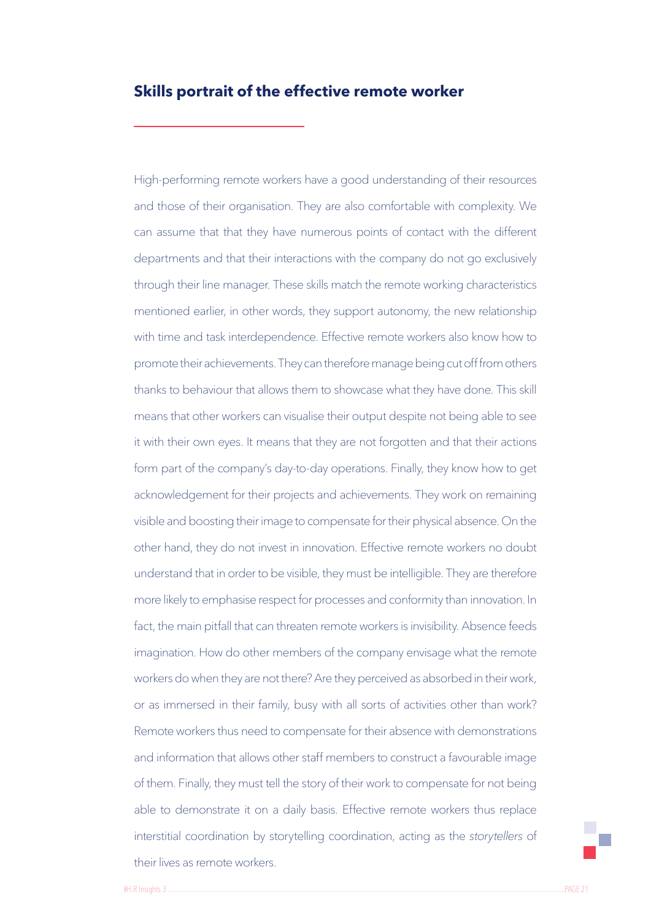## Skills portrait of the effective remote worker

High-performing remote workers have a good understanding of their resources and those of their organisation. They are also comfortable with complexity. We can assume that that they have numerous points of contact with the different departments and that their interactions with the company do not go exclusively through their line manager. These skills match the remote working characteristics mentioned earlier, in other words, they support autonomy, the new relationship with time and task interdependence. Effective remote workers also know how to promote their achievements. They can therefore manage being cut off from others thanks to behaviour that allows them to showcase what they have done. This skill means that other workers can visualise their output despite not being able to see it with their own eyes. It means that they are not forgotten and that their actions form part of the company's day-to-day operations. Finally, they know how to get acknowledgement for their projects and achievements. They work on remaining visible and boosting their image to compensate for their physical absence. On the other hand, they do not invest in innovation. Effective remote workers no doubt understand that in order to be visible, they must be intelligible. They are therefore more likely to emphasise respect for processes and conformity than innovation. In fact, the main pitfall that can threaten remote workers is invisibility. Absence feeds imagination. How do other members of the company envisage what the remote workers do when they are not there? Are they perceived as absorbed in their work, or as immersed in their family, busy with all sorts of activities other than work? Remote workers thus need to compensate for their absence with demonstrations and information that allows other staff members to construct a favourable image of them. Finally, they must tell the story of their work to compensate for not being able to demonstrate it on a daily basis. Effective remote workers thus replace interstitial coordination by storytelling coordination, acting as the *storytellers* of their lives as remote workers.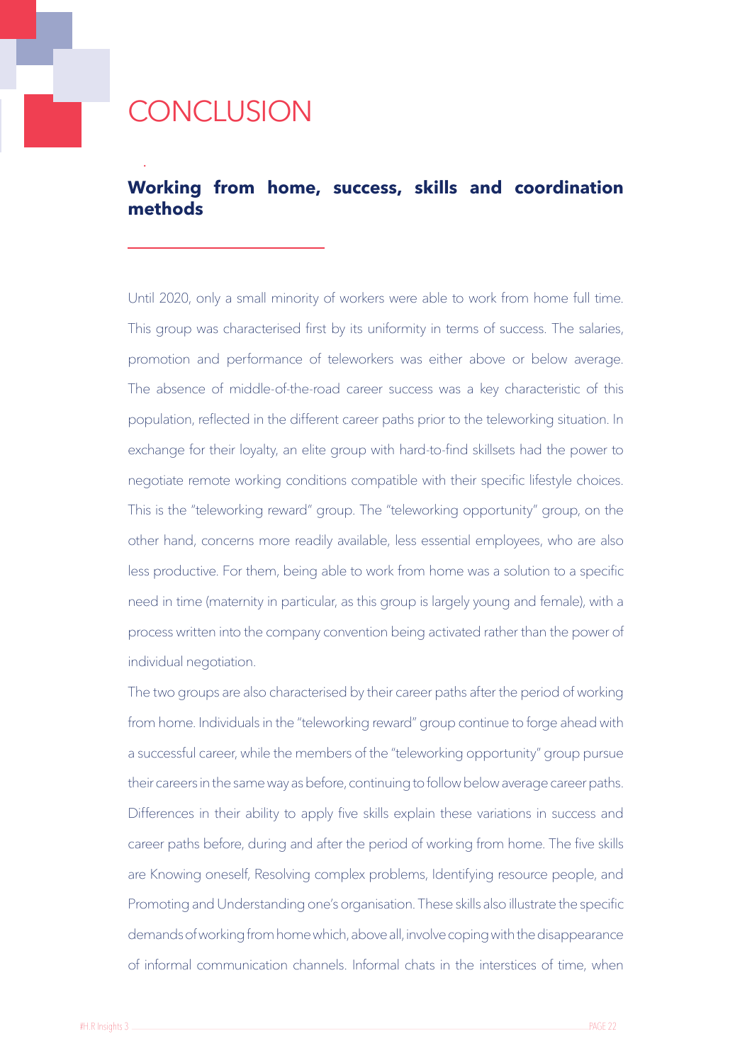# CONCLUSION

## Working from home, success, skills and coordination methods

Until 2020, only a small minority of workers were able to work from home full time. This group was characterised first by its uniformity in terms of success. The salaries, promotion and performance of teleworkers was either above or below average. The absence of middle-of-the-road career success was a key characteristic of this population, reflected in the different career paths prior to the teleworking situation. In exchange for their loyalty, an elite group with hard-to-find skillsets had the power to negotiate remote working conditions compatible with their specific lifestyle choices. This is the "teleworking reward" group. The "teleworking opportunity" group, on the other hand, concerns more readily available, less essential employees, who are also less productive. For them, being able to work from home was a solution to a specific need in time (maternity in particular, as this group is largely young and female), with a process written into the company convention being activated rather than the power of individual negotiation.

The two groups are also characterised by their career paths after the period of working from home. Individuals in the "teleworking reward" group continue to forge ahead with a successful career, while the members of the "teleworking opportunity" group pursue their careers in the same way as before, continuing to follow below average career paths. Differences in their ability to apply five skills explain these variations in success and career paths before, during and after the period of working from home. The five skills are Knowing oneself, Resolving complex problems, Identifying resource people, and Promoting and Understanding one's organisation. These skills also illustrate the specific demands of working from home which, above all, involve coping with the disappearance of informal communication channels. Informal chats in the interstices of time, when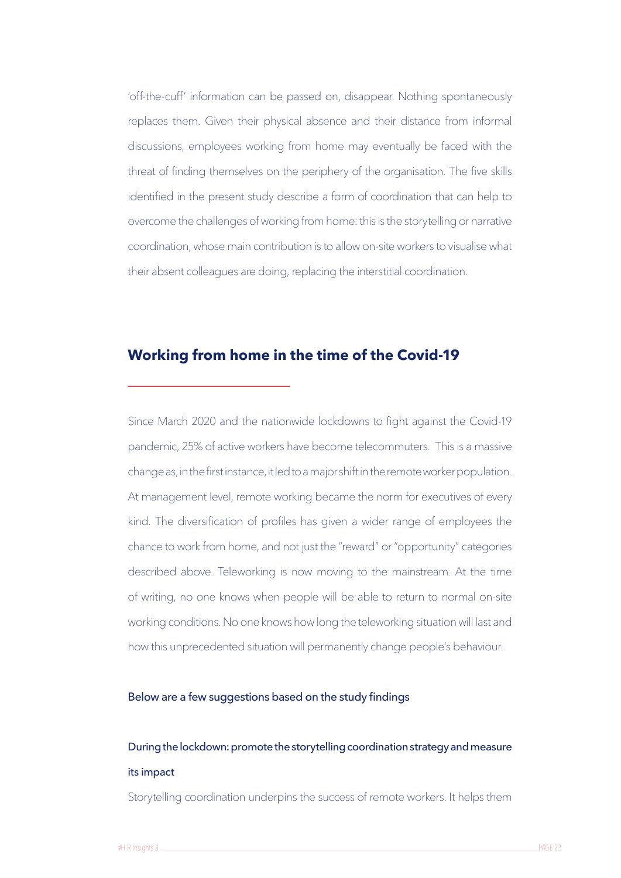'off-the-cuff' information can be passed on, disappear. Nothing spontaneously replaces them. Given their physical absence and their distance from informal discussions, employees working from home may eventually be faced with the threat of finding themselves on the periphery of the organisation. The five skills identified in the present study describe a form of coordination that can help to overcome the challenges of working from home: this is the storytelling or narrative coordination, whose main contribution is to allow on-site workers to visualise what their absent colleagues are doing, replacing the interstitial coordination.

## Working from home in the time of the Covid-19

Since March 2020 and the nationwide lockdowns to fight against the Covid-19 pandemic, 25% of active workers have become telecommuters. This is a massive change as, in the first instance, it led to a major shift in the remote worker population. At management level, remote working became the norm for executives of every kind. The diversification of profiles has given a wider range of employees the chance to work from home, and not just the "reward" or "opportunity" categories described above. Teleworking is now moving to the mainstream. At the time of writing, no one knows when people will be able to return to normal on-site working conditions. No one knows how long the teleworking situation will last and how this unprecedented situation will permanently change people's behaviour.

### Below are a few suggestions based on the study findings

#### During the lockdown: promote the storytelling coordination strategy and measure its impact

Storytelling coordination underpins the success of remote workers. It helps them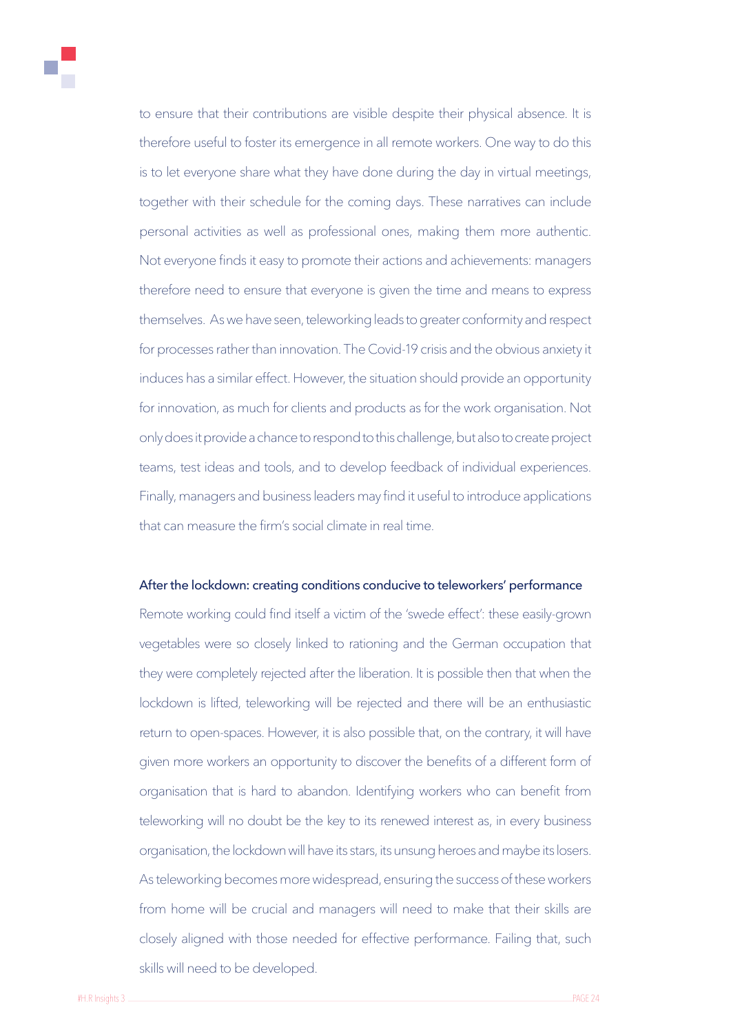to ensure that their contributions are visible despite their physical absence. It is therefore useful to foster its emergence in all remote workers. One way to do this is to let everyone share what they have done during the day in virtual meetings, together with their schedule for the coming days. These narratives can include personal activities as well as professional ones, making them more authentic. Not everyone finds it easy to promote their actions and achievements: managers therefore need to ensure that everyone is given the time and means to express themselves. As we have seen, teleworking leads to greater conformity and respect for processes rather than innovation. The Covid-19 crisis and the obvious anxiety it induces has a similar effect. However, the situation should provide an opportunity for innovation, as much for clients and products as for the work organisation. Not only does it provide a chance to respond to this challenge, but also to create project teams, test ideas and tools, and to develop feedback of individual experiences. Finally, managers and business leaders may find it useful to introduce applications that can measure the firm's social climate in real time.

### After the lockdown: creating conditions conducive to teleworkers' performance

Remote working could find itself a victim of the 'swede effect': these easily-grown vegetables were so closely linked to rationing and the German occupation that they were completely rejected after the liberation. It is possible then that when the lockdown is lifted, teleworking will be rejected and there will be an enthusiastic return to open-spaces. However, it is also possible that, on the contrary, it will have given more workers an opportunity to discover the benefits of a different form of organisation that is hard to abandon. Identifying workers who can benefit from teleworking will no doubt be the key to its renewed interest as, in every business organisation, the lockdown will have its stars, its unsung heroes and maybe its losers. As teleworking becomes more widespread, ensuring the success of these workers from home will be crucial and managers will need to make that their skills are closely aligned with those needed for effective performance. Failing that, such skills will need to be developed.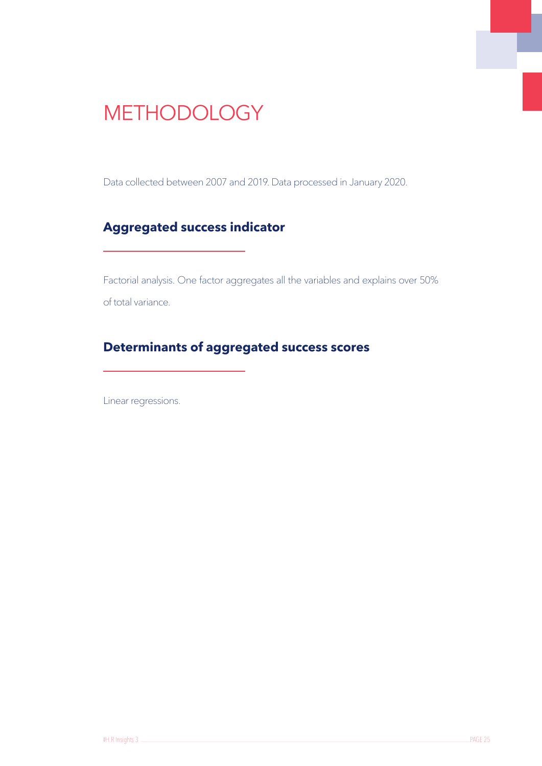# METHODOLOGY

Data collected between 2007 and 2019. Data processed in January 2020.

## Aggregated success indicator

Factorial analysis. One factor aggregates all the variables and explains over 50% of total variance.

## Determinants of aggregated success scores

Linear regressions.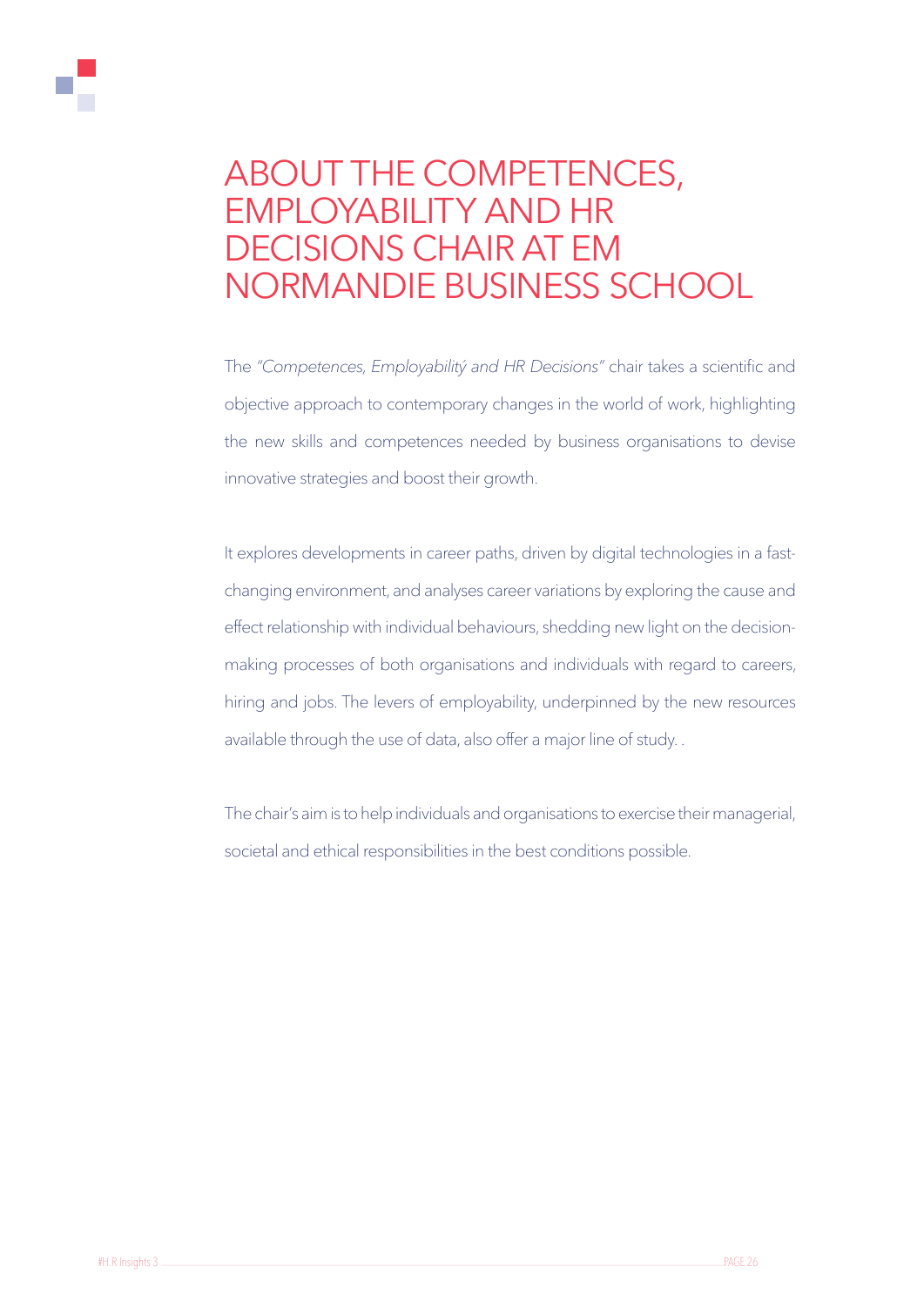# ABOUT THE COMPETENCES, EMPLOYABILITY AND HR DECISIONS CHAIR AT EM NORMANDIE BUSINESS SCHOOL

The *"Competences, Employabilitý and HR Decisions"* chair takes a scientific and objective approach to contemporary changes in the world of work, highlighting the new skills and competences needed by business organisations to devise innovative strategies and boost their growth.

It explores developments in career paths, driven by digital technologies in a fast-changing environment, and analyses career variations by exploring the cause and effect relationship with individual behaviours, shedding new light on the decision-making processes of both organisations and individuals with regard to careers, hiring and jobs. The levers of employability, underpinned by the new resources available through the use of data, also offer a major line of study. .

The chair's aim is to help individuals and organisations to exercise their managerial, societal and ethical responsibilities in the best conditions possible.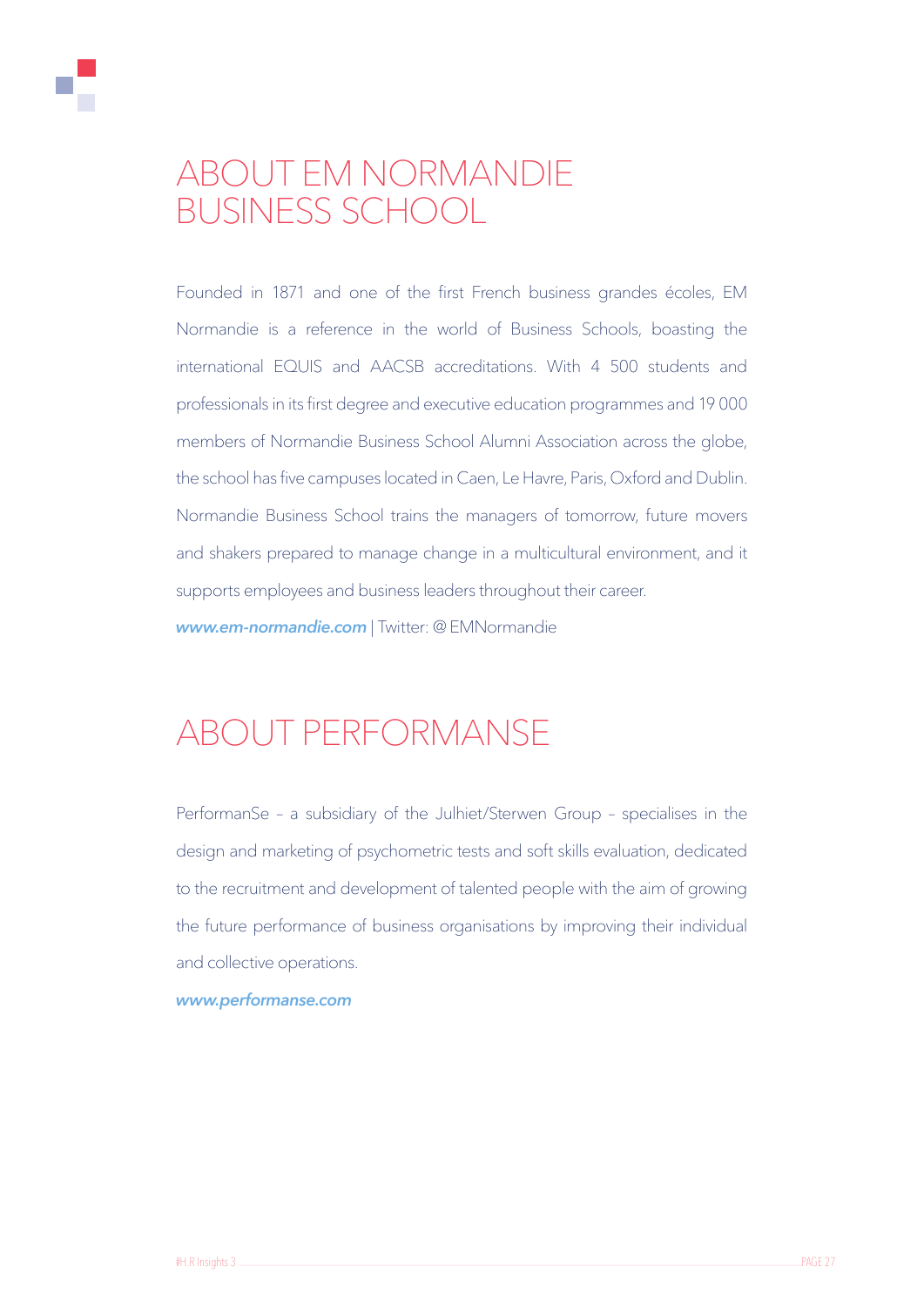## ABOUT EM NORMANDIE BUSINESS SCHOOL

Founded in 1871 and one of the first French business grandes écoles, EM Normandie is a reference in the world of Business Schools, boasting the international EQUIS and AACSB accreditations. With 4 500 students and professionals in its first degree and executive education programmes and 19 000 members of Normandie Business School Alumni Association across the globe, the school has five campuses located in Caen, Le Havre, Paris, Oxford and Dublin. Normandie Business School trains the managers of tomorrow, future movers and shakers prepared to manage change in a multicultural environment, and it supports employees and business leaders throughout their career.

***www.em-normandie.com*** | Twitter: @EMNormandie

## ABOUT PERFORMANSE

PerformanSe – a subsidiary of the Julhiet/Sterwen Group – specialises in the design and marketing of psychometric tests and soft skills evaluation, dedicated to the recruitment and development of talented people with the aim of growing the future performance of business organisations by improving their individual and collective operations.

***www.performanse.com***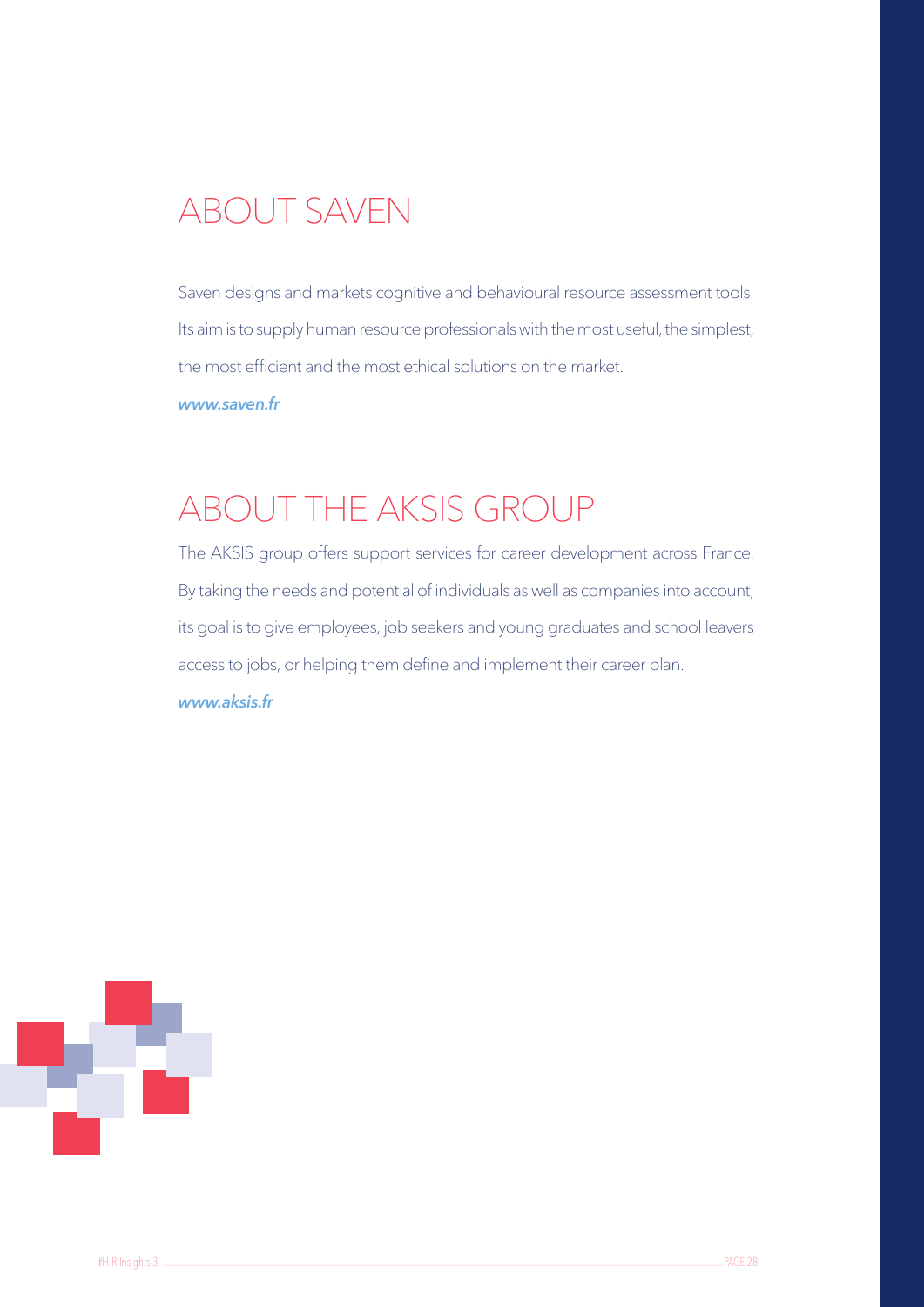## ABOUT SAVEN

Saven designs and markets cognitive and behavioural resource assessment tools. Its aim is to supply human resource professionals with the most useful, the simplest, the most efficient and the most ethical solutions on the market.

***www.saven.fr***

## ABOUT THE AKSIS GROUP

The AKSIS group offers support services for career development across France. By taking the needs and potential of individuals as well as companies into account, its goal is to give employees, job seekers and young graduates and school leavers access to jobs, or helping them define and implement their career plan.

***www.aksis.fr***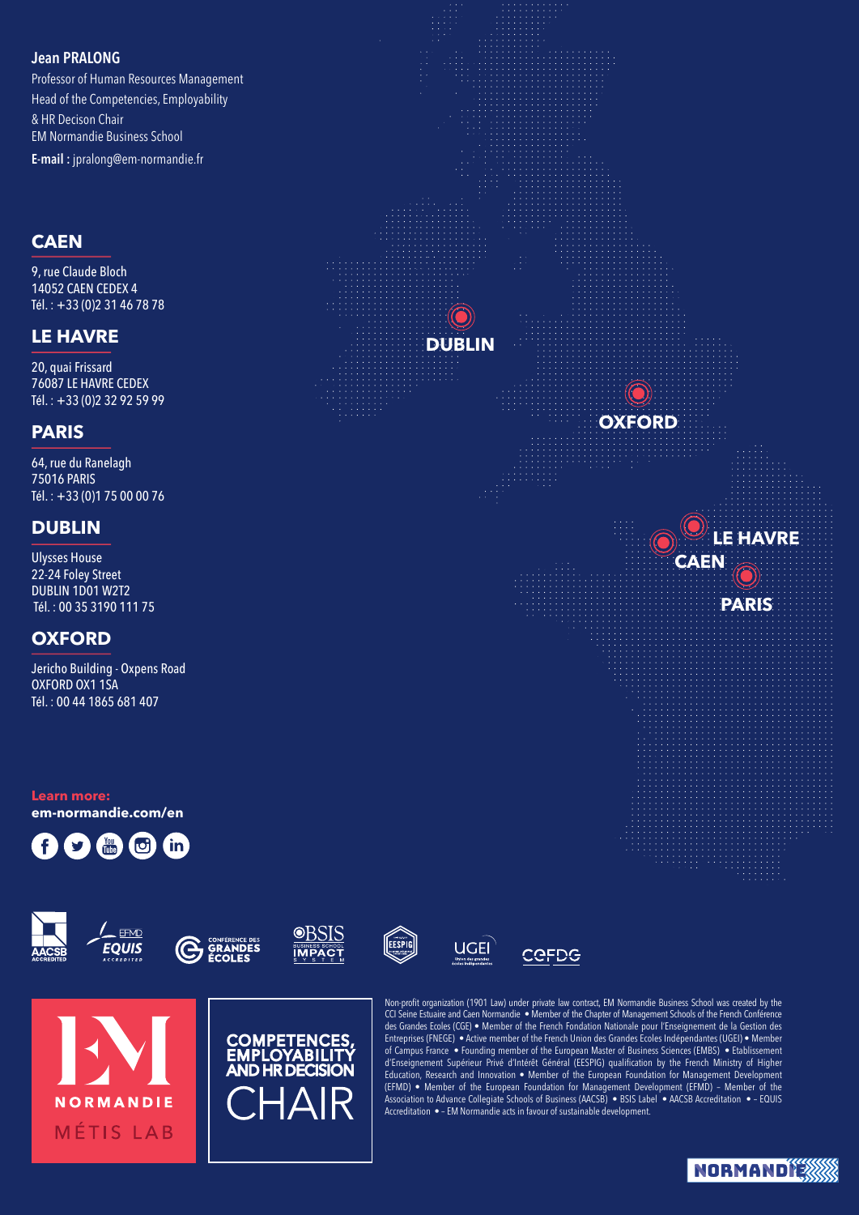**Jean PRALONG**

Professor of Human Resources Management
Head of the Competencies, Employability
& HR Decison Chair
EM Normandie Business School

**E-mail :** jpralong@em-normandie.fr

## CAEN

9, rue Claude Bloch
14052 CAEN CEDEX 4
Tél. : +33 (0)2 31 46 78 78

## LE HAVRE

20, quai Frissard
76087 LE HAVRE CEDEX
Tél. : +33 (0)2 32 92 59 99

## PARIS

64, rue du Ranelagh
75016 PARIS
Tél. : +33 (0)1 75 00 00 76

## DUBLIN

Ulysses House
22-24 Foley Street
DUBLIN 1D01 W2T2
Tél. : 00 35 3190 111 75

## OXFORD

Jericho Building - Oxpens Road
OXFORD OX1 1SA
Tél. : 00 44 1865 681 407

DUBLIN
OXFORD
LE HAVRE
CAEN
PARIS

**Learn more:**
**em-normandie.com/en**

EM NORMANDIE MÉTIS LAB

COMPETENCES, EMPLOYABILITY AND HR DECISION CHAIR

Non-profit organization (1901 Law) under private law contract, EM Normandie Business School was created by the CCI Seine Estuaire and Caen Normandie • Member of the Chapter of Management Schools of the French Conférence des Grandes Ecoles (CGE) • Member of the French Fondation Nationale pour l'Enseignement de la Gestion des Entreprises (FNEGE) • Active member of the French Union des Grandes Ecoles Indépendantes (UGEI) • Member of Campus France • Founding member of the European Master of Business Sciences (EMBS) • Etablissement d'Enseignement Supérieur Privé d'Intérêt Général (EESPIG) qualification by the French Ministry of Higher Education, Research and Innovation • Member of the European Foundation for Management Development (EFMD) • Member of the European Foundation for Management Development (EFMD) – Member of the Association to Advance Collegiate Schools of Business (AACSB) • BSIS Label • AACSB Accreditation • – EQUIS Accreditation • – EM Normandie acts in favour of sustainable development.